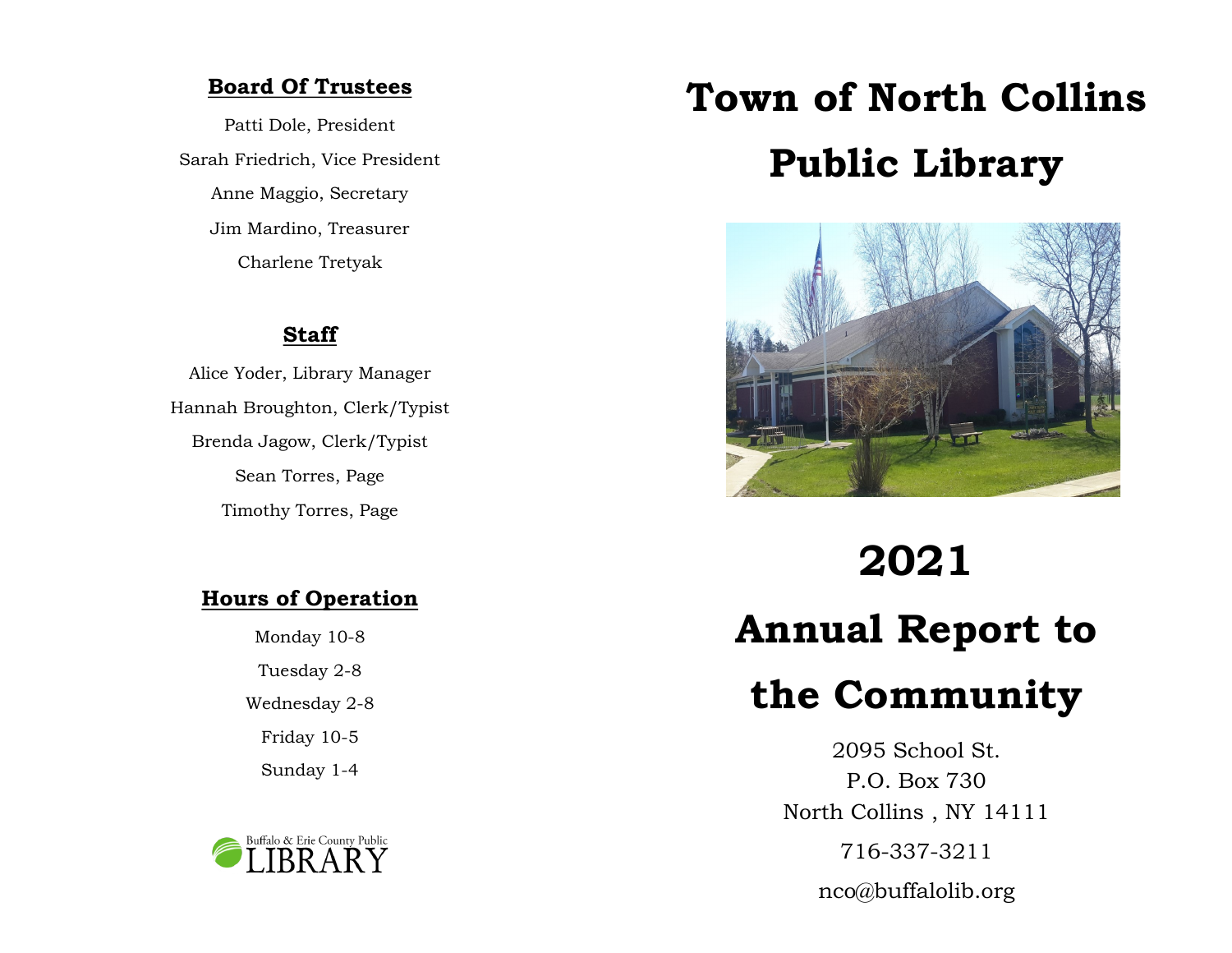## Board Of Trustees

Patti Dole, President

Sarah Friedrich, Vice President

Anne Maggio, Secretary

Jim Mardino, Treasurer

Charlene Tretyak

## Staff

Alice Yoder, Library Manager

Hannah Broughton, Clerk/Typist

Brenda Jagow, Clerk/Typist

Sean Torres, Page

Timothy Torres, Page

## Hours of Operation

Monday 10-8

Tuesday 2-8

Wednesday 2-8

Friday 10-5

Sunday 1-4

Buffalo & Erie County Public LIBRARY

# Town of North Collins Public Library

# 2021

# Annual Report to the Community

2095 School St.
P.O. Box 730
North Collins , NY 14111

716-337-3211

nco@buffalolib.org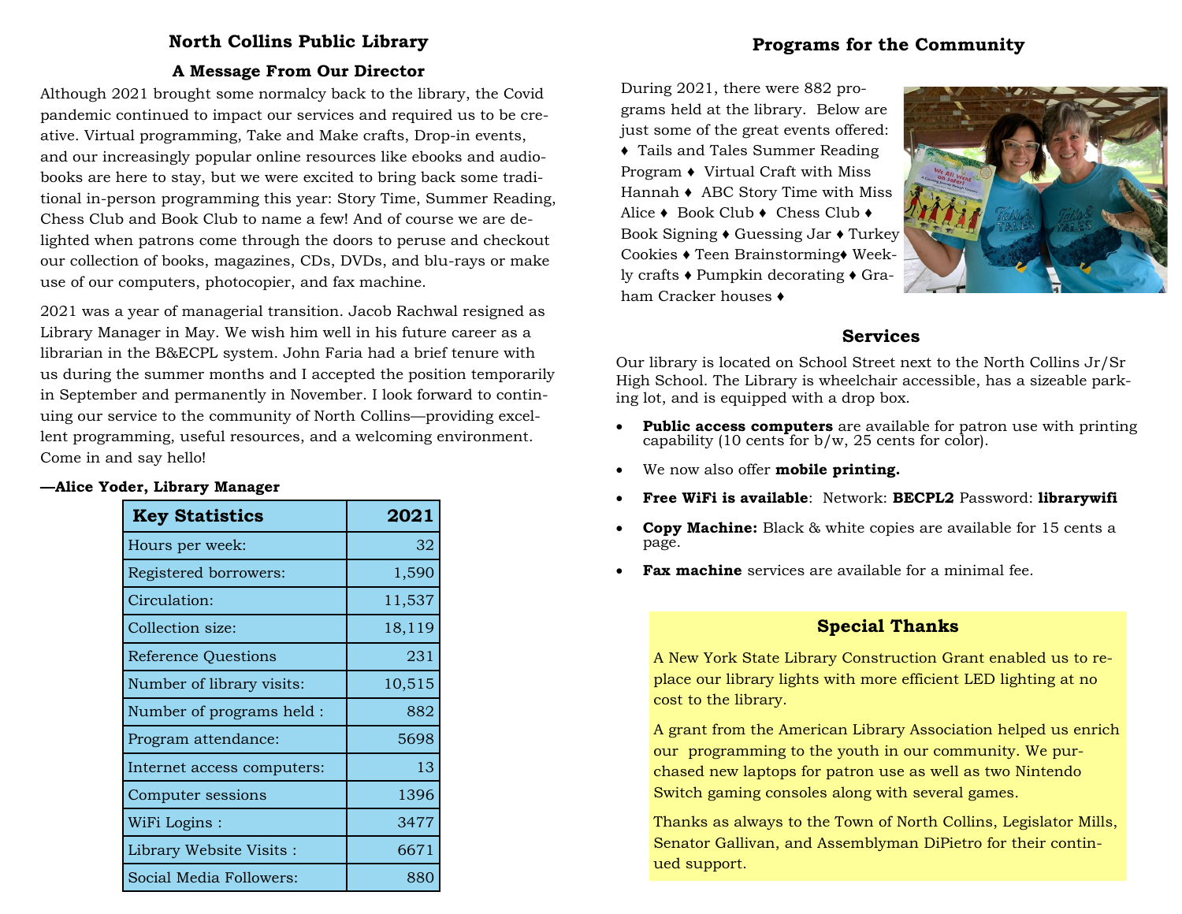# North Collins Public Library

## A Message From Our Director

Although 2021 brought some normalcy back to the library, the Covid pandemic continued to impact our services and required us to be creative. Virtual programming, Take and Make crafts, Drop-in events, and our increasingly popular online resources like ebooks and audiobooks are here to stay, but we were excited to bring back some traditional in-person programming this year: Story Time, Summer Reading, Chess Club and Book Club to name a few! And of course we are delighted when patrons come through the doors to peruse and checkout our collection of books, magazines, CDs, DVDs, and blu-rays or make use of our computers, photocopier, and fax machine.

2021 was a year of managerial transition. Jacob Rachwal resigned as Library Manager in May. We wish him well in his future career as a librarian in the B&ECPL system. John Faria had a brief tenure with us during the summer months and I accepted the position temporarily in September and permanently in November. I look forward to continuing our service to the community of North Collins—providing excellent programming, useful resources, and a welcoming environment. Come in and say hello!

**—Alice Yoder, Library Manager**

| Key Statistics | 2021 |
|---|---|
| Hours per week: | 32 |
| Registered borrowers: | 1,590 |
| Circulation: | 11,537 |
| Collection size: | 18,119 |
| Reference Questions | 231 |
| Number of library visits: | 10,515 |
| Number of programs held : | 882 |
| Program attendance: | 5698 |
| Internet access computers: | 13 |
| Computer sessions | 1396 |
| WiFi Logins : | 3477 |
| Library Website Visits : | 6671 |
| Social Media Followers: | 880 |

## Programs for the Community

During 2021, there were 882 programs held at the library. Below are just some of the great events offered: ♦ Tails and Tales Summer Reading Program ♦ Virtual Craft with Miss Hannah ♦ ABC Story Time with Miss Alice ♦ Book Club ♦ Chess Club ♦ Book Signing ♦ Guessing Jar ♦ Turkey Cookies ♦ Teen Brainstorming♦ Weekly crafts ♦ Pumpkin decorating ♦ Graham Cracker houses ♦

## Services

Our library is located on School Street next to the North Collins Jr/Sr High School. The Library is wheelchair accessible, has a sizeable parking lot, and is equipped with a drop box.

- **Public access computers** are available for patron use with printing capability (10 cents for b/w, 25 cents for color).
- We now also offer **mobile printing.**
- **Free WiFi is available**: Network: **BECPL2** Password: **librarywifi**
- **Copy Machine:** Black & white copies are available for 15 cents a page.
- **Fax machine** services are available for a minimal fee.

## Special Thanks

A New York State Library Construction Grant enabled us to replace our library lights with more efficient LED lighting at no cost to the library.

A grant from the American Library Association helped us enrich our programming to the youth in our community. We purchased new laptops for patron use as well as two Nintendo Switch gaming consoles along with several games.

Thanks as always to the Town of North Collins, Legislator Mills, Senator Gallivan, and Assemblyman DiPietro for their continued support.